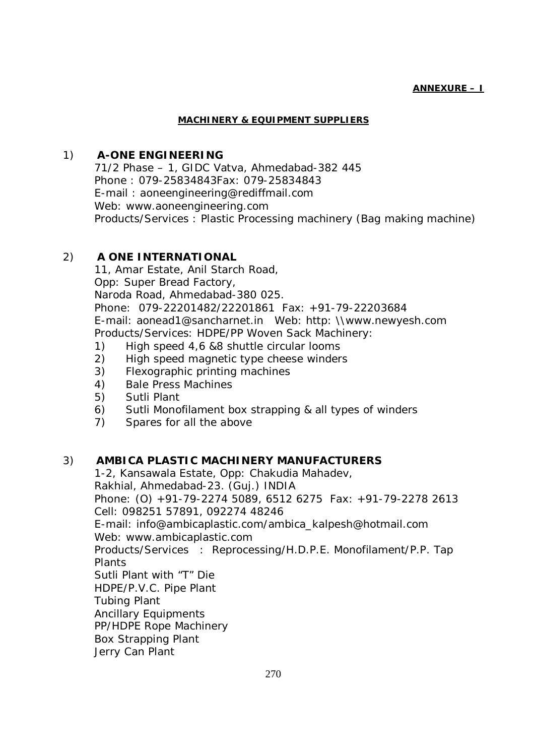**ANNEXURE – I**

## MACHINERY & EQUIPMENT SUPPLIERS

1) **A-ONE ENGINEERING**
71/2 Phase – 1, GIDC Vatva, Ahmedabad-382 445
Phone : 079-25834843Fax: 079-25834843
E-mail : aoneengineering@rediffmail.com
Web: www.aoneengineering.com
Products/Services : Plastic Processing machinery (Bag making machine)

2) **A ONE INTERNATIONAL**
11, Amar Estate, Anil Starch Road,
Opp: Super Bread Factory,
Naroda Road, Ahmedabad-380 025.
Phone: 079-22201482/22201861 Fax: +91-79-22203684
E-mail: aonead1@sancharnet.in Web: http: \\www.newyesh.com
Products/Services: HDPE/PP Woven Sack Machinery:
   1) High speed 4,6 &8 shuttle circular looms
   2) High speed magnetic type cheese winders
   3) Flexographic printing machines
   4) Bale Press Machines
   5) Sutli Plant
   6) Sutli Monofilament box strapping & all types of winders
   7) Spares for all the above

3) **AMBICA PLASTIC MACHINERY MANUFACTURERS**
1-2, Kansawala Estate, Opp: Chakudia Mahadev,
Rakhial, Ahmedabad-23. (Guj.) INDIA
Phone: (O) +91-79-2274 5089, 6512 6275 Fax: +91-79-2278 2613
Cell: 098251 57891, 092274 48246
E-mail: info@ambicaplastic.com/ambica_kalpesh@hotmail.com
Web: www.ambicaplastic.com
Products/Services : Reprocessing/H.D.P.E. Monofilament/P.P. Tap Plants
Sutli Plant with "T" Die
HDPE/P.V.C. Pipe Plant
Tubing Plant
Ancillary Equipments
PP/HDPE Rope Machinery
Box Strapping Plant
Jerry Can Plant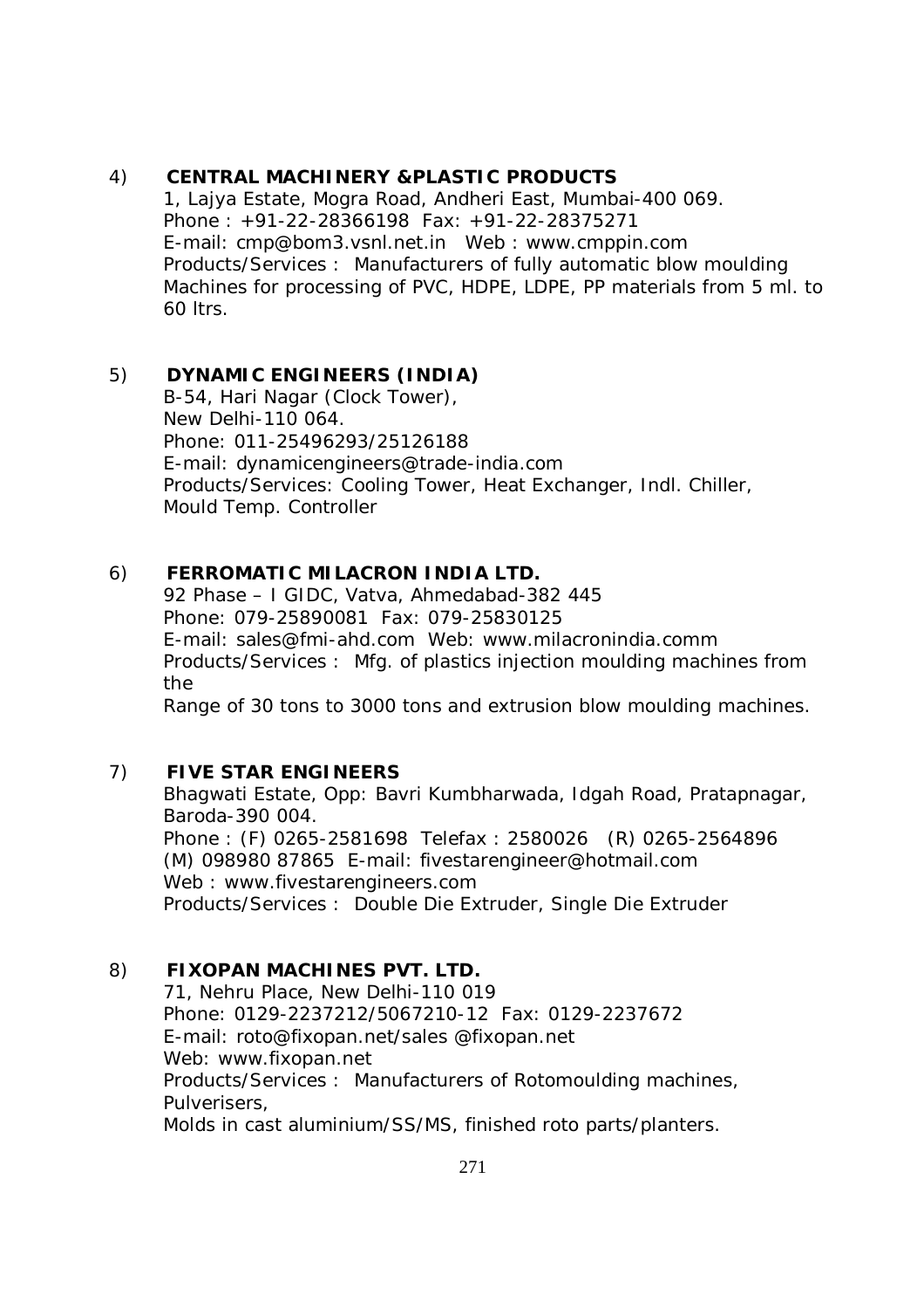4) **CENTRAL MACHINERY &PLASTIC PRODUCTS**
1, Lajya Estate, Mogra Road, Andheri East, Mumbai-400 069.
Phone : +91-22-28366198 Fax: +91-22-28375271
E-mail: cmp@bom3.vsnl.net.in Web : www.cmppin.com
Products/Services : Manufacturers of fully automatic blow moulding Machines for processing of PVC, HDPE, LDPE, PP materials from 5 ml. to 60 ltrs.

5) **DYNAMIC ENGINEERS (INDIA)**
B-54, Hari Nagar (Clock Tower),
New Delhi-110 064.
Phone: 011-25496293/25126188
E-mail: dynamicengineers@trade-india.com
Products/Services: Cooling Tower, Heat Exchanger, Indl. Chiller, Mould Temp. Controller

6) **FERROMATIC MILACRON INDIA LTD.**
92 Phase – I GIDC, Vatva, Ahmedabad-382 445
Phone: 079-25890081 Fax: 079-25830125
E-mail: sales@fmi-ahd.com Web: www.milacronindia.comm
Products/Services : Mfg. of plastics injection moulding machines from the
Range of 30 tons to 3000 tons and extrusion blow moulding machines.

7) **FIVE STAR ENGINEERS**
Bhagwati Estate, Opp: Bavri Kumbharwada, Idgah Road, Pratapnagar, Baroda-390 004.
Phone : (F) 0265-2581698 Telefax : 2580026 (R) 0265-2564896
(M) 098980 87865 E-mail: fivestarengineer@hotmail.com
Web : www.fivestarengineers.com
Products/Services : Double Die Extruder, Single Die Extruder

8) **FIXOPAN MACHINES PVT. LTD.**
71, Nehru Place, New Delhi-110 019
Phone: 0129-2237212/5067210-12 Fax: 0129-2237672
E-mail: roto@fixopan.net/sales @fixopan.net
Web: www.fixopan.net
Products/Services : Manufacturers of Rotomoulding machines, Pulverisers,
Molds in cast aluminium/SS/MS, finished roto parts/planters.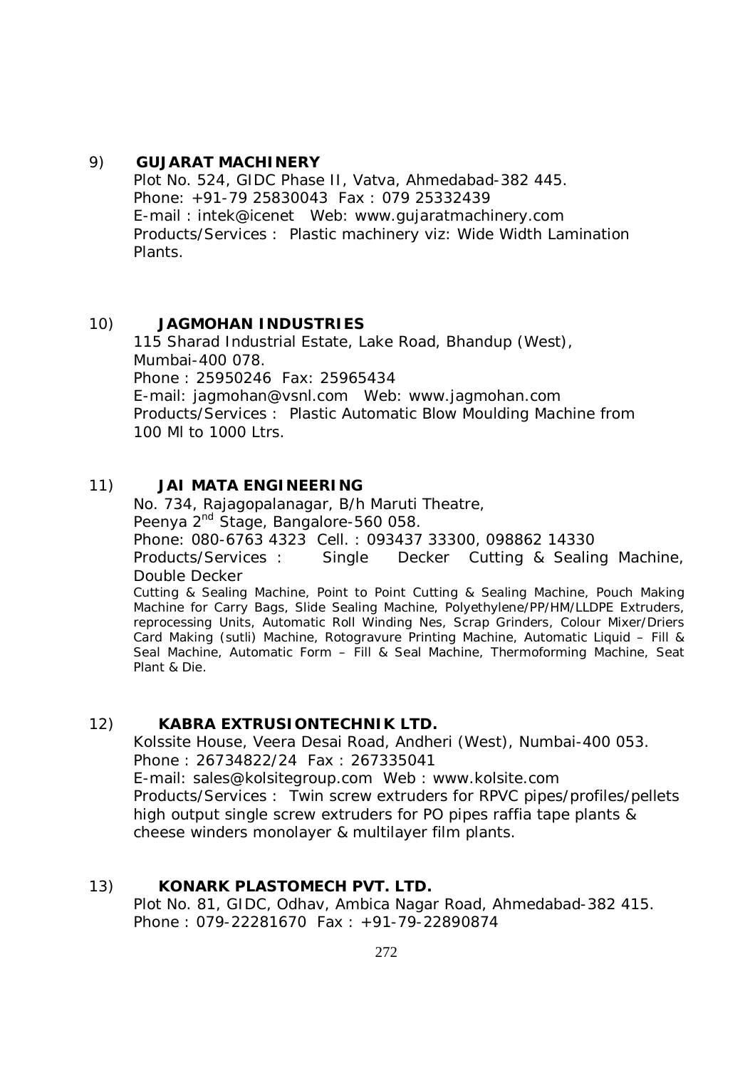9) **GUJARAT MACHINERY**
Plot No. 524, GIDC Phase II, Vatva, Ahmedabad-382 445.
Phone: +91-79 25830043 Fax : 079 25332439
E-mail : intek@icenet Web: www.gujaratmachinery.com
Products/Services : Plastic machinery viz: Wide Width Lamination Plants.

10) **JAGMOHAN INDUSTRIES**
115 Sharad Industrial Estate, Lake Road, Bhandup (West), Mumbai-400 078.
Phone : 25950246 Fax: 25965434
E-mail: jagmohan@vsnl.com Web: www.jagmohan.com
Products/Services : Plastic Automatic Blow Moulding Machine from 100 Ml to 1000 Ltrs.

11) **JAI MATA ENGINEERING**
No. 734, Rajagopalanagar, B/h Maruti Theatre,
Peenya 2nd Stage, Bangalore-560 058.
Phone: 080-6763 4323 Cell. : 093437 33300, 098862 14330
Products/Services : Single Decker Cutting & Sealing Machine, Double Decker
Cutting & Sealing Machine, Point to Point Cutting & Sealing Machine, Pouch Making Machine for Carry Bags, Slide Sealing Machine, Polyethylene/PP/HM/LLDPE Extruders, reprocessing Units, Automatic Roll Winding Nes, Scrap Grinders, Colour Mixer/Driers Card Making (sutli) Machine, Rotogravure Printing Machine, Automatic Liquid – Fill & Seal Machine, Automatic Form – Fill & Seal Machine, Thermoforming Machine, Seat Plant & Die.

12) **KABRA EXTRUSIONTECHNIK LTD.**
Kolssite House, Veera Desai Road, Andheri (West), Numbai-400 053.
Phone : 26734822/24 Fax : 267335041
E-mail: sales@kolsitegroup.com Web : www.kolsite.com
Products/Services : Twin screw extruders for RPVC pipes/profiles/pellets high output single screw extruders for PO pipes raffia tape plants & cheese winders monolayer & multilayer film plants.

13) **KONARK PLASTOMECH PVT. LTD.**
Plot No. 81, GIDC, Odhav, Ambica Nagar Road, Ahmedabad-382 415.
Phone : 079-22281670 Fax : +91-79-22890874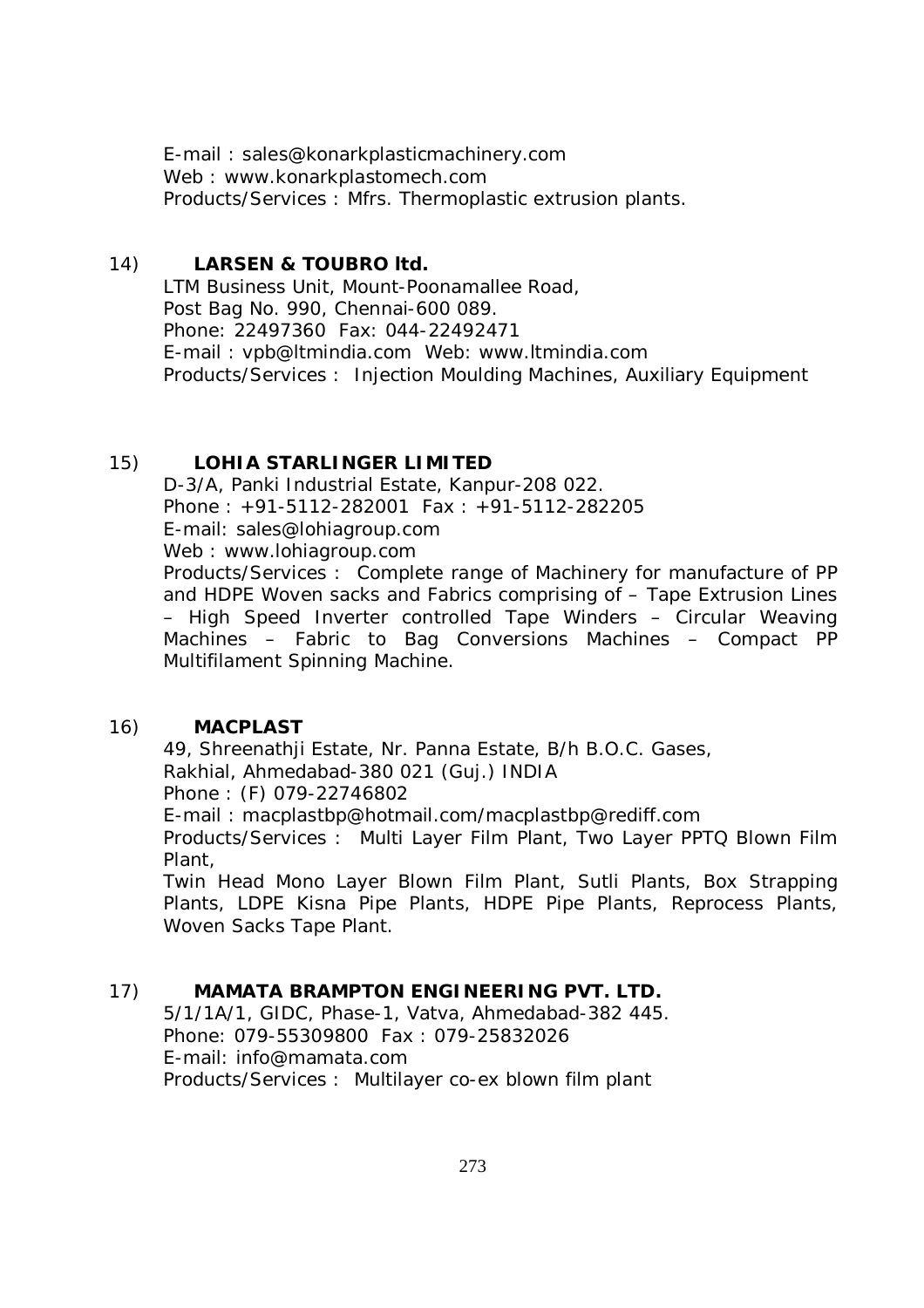E-mail : sales@konarkplasticmachinery.com
Web : www.konarkplastomech.com
Products/Services : Mfrs. Thermoplastic extrusion plants.

14) **LARSEN & TOUBRO ltd.**
LTM Business Unit, Mount-Poonamallee Road,
Post Bag No. 990, Chennai-600 089.
Phone: 22497360 Fax: 044-22492471
E-mail : vpb@ltmindia.com Web: www.ltmindia.com
Products/Services : Injection Moulding Machines, Auxiliary Equipment

15) **LOHIA STARLINGER LIMITED**
D-3/A, Panki Industrial Estate, Kanpur-208 022.
Phone : +91-5112-282001 Fax : +91-5112-282205
E-mail: sales@lohiagroup.com
Web : www.lohiagroup.com
Products/Services : Complete range of Machinery for manufacture of PP and HDPE Woven sacks and Fabrics comprising of – Tape Extrusion Lines – High Speed Inverter controlled Tape Winders – Circular Weaving Machines – Fabric to Bag Conversions Machines – Compact PP Multifilament Spinning Machine.

16) **MACPLAST**
49, Shreenathji Estate, Nr. Panna Estate, B/h B.O.C. Gases,
Rakhial, Ahmedabad-380 021 (Guj.) INDIA
Phone : (F) 079-22746802
E-mail : macplastbp@hotmail.com/macplastbp@rediff.com
Products/Services : Multi Layer Film Plant, Two Layer PPTQ Blown Film Plant,
Twin Head Mono Layer Blown Film Plant, Sutli Plants, Box Strapping Plants, LDPE Kisna Pipe Plants, HDPE Pipe Plants, Reprocess Plants, Woven Sacks Tape Plant.

17) **MAMATA BRAMPTON ENGINEERING PVT. LTD.**
5/1/1A/1, GIDC, Phase-1, Vatva, Ahmedabad-382 445.
Phone: 079-55309800 Fax : 079-25832026
E-mail: info@mamata.com
Products/Services : Multilayer co-ex blown film plant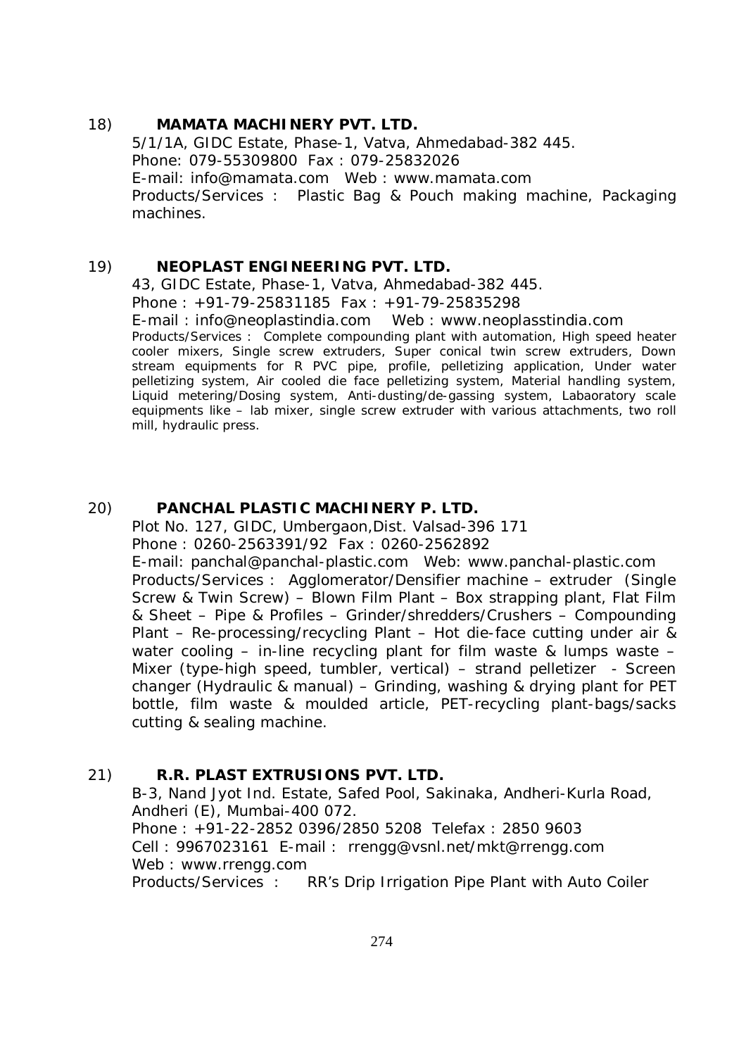18) **MAMATA MACHINERY PVT. LTD.**

5/1/1A, GIDC Estate, Phase-1, Vatva, Ahmedabad-382 445.
Phone: 079-55309800 Fax : 079-25832026
E-mail: info@mamata.com Web : www.mamata.com
Products/Services : Plastic Bag & Pouch making machine, Packaging machines.

19) **NEOPLAST ENGINEERING PVT. LTD.**

43, GIDC Estate, Phase-1, Vatva, Ahmedabad-382 445.
Phone : +91-79-25831185 Fax : +91-79-25835298
E-mail : info@neoplastindia.com Web : www.neoplasstindia.com
Products/Services : Complete compounding plant with automation, High speed heater cooler mixers, Single screw extruders, Super conical twin screw extruders, Down stream equipments for R PVC pipe, profile, pelletizing application, Under water pelletizing system, Air cooled die face pelletizing system, Material handling system, Liquid metering/Dosing system, Anti-dusting/de-gassing system, Labaoratory scale equipments like – lab mixer, single screw extruder with various attachments, two roll mill, hydraulic press.

20) **PANCHAL PLASTIC MACHINERY P. LTD.**

Plot No. 127, GIDC, Umbergaon,Dist. Valsad-396 171
Phone : 0260-2563391/92 Fax : 0260-2562892
E-mail: panchal@panchal-plastic.com Web: www.panchal-plastic.com
Products/Services : Agglomerator/Densifier machine – extruder (Single Screw & Twin Screw) – Blown Film Plant – Box strapping plant, Flat Film & Sheet – Pipe & Profiles – Grinder/shredders/Crushers – Compounding Plant – Re-processing/recycling Plant – Hot die-face cutting under air & water cooling – in-line recycling plant for film waste & lumps waste – Mixer (type-high speed, tumbler, vertical) – strand pelletizer - Screen changer (Hydraulic & manual) – Grinding, washing & drying plant for PET bottle, film waste & moulded article, PET-recycling plant-bags/sacks cutting & sealing machine.

21) **R.R. PLAST EXTRUSIONS PVT. LTD.**

B-3, Nand Jyot Ind. Estate, Safed Pool, Sakinaka, Andheri-Kurla Road, Andheri (E), Mumbai-400 072.
Phone : +91-22-2852 0396/2850 5208 Telefax : 2850 9603
Cell : 9967023161 E-mail : rrengg@vsnl.net/mkt@rrengg.com
Web : www.rrengg.com
Products/Services : RR's Drip Irrigation Pipe Plant with Auto Coiler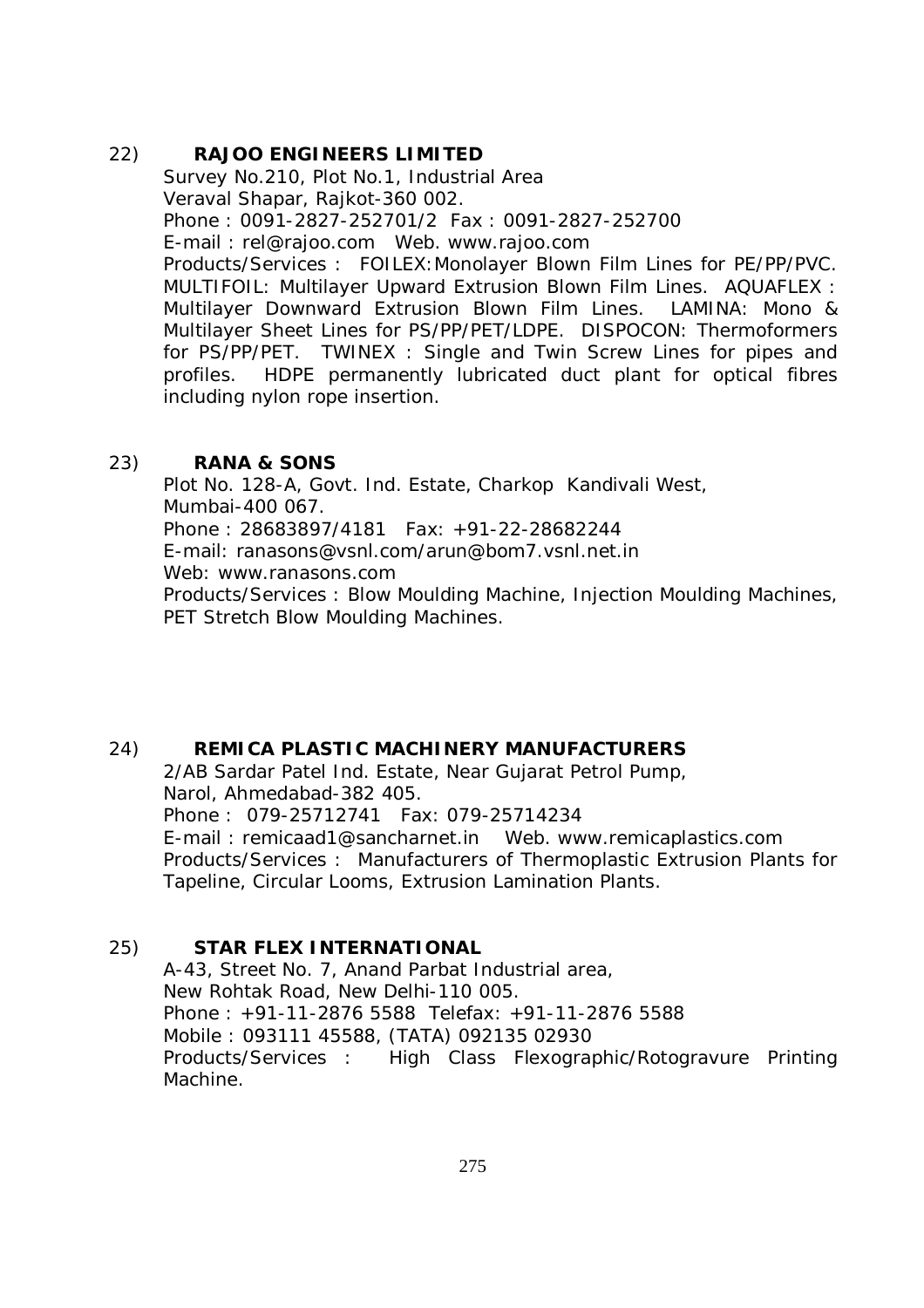22) **RAJOO ENGINEERS LIMITED**

Survey No.210, Plot No.1, Industrial Area
Veraval Shapar, Rajkot-360 002.
Phone : 0091-2827-252701/2 Fax : 0091-2827-252700
E-mail : rel@rajoo.com Web. www.rajoo.com
Products/Services : FOILEX:Monolayer Blown Film Lines for PE/PP/PVC. MULTIFOIL: Multilayer Upward Extrusion Blown Film Lines. AQUAFLEX : Multilayer Downward Extrusion Blown Film Lines. LAMINA: Mono & Multilayer Sheet Lines for PS/PP/PET/LDPE. DISPOCON: Thermoformers for PS/PP/PET. TWINEX : Single and Twin Screw Lines for pipes and profiles. HDPE permanently lubricated duct plant for optical fibres including nylon rope insertion.

23) **RANA & SONS**

Plot No. 128-A, Govt. Ind. Estate, Charkop Kandivali West,
Mumbai-400 067.
Phone : 28683897/4181 Fax: +91-22-28682244
E-mail: ranasons@vsnl.com/arun@bom7.vsnl.net.in
Web: www.ranasons.com
Products/Services : Blow Moulding Machine, Injection Moulding Machines, PET Stretch Blow Moulding Machines.

24) **REMICA PLASTIC MACHINERY MANUFACTURERS**

2/AB Sardar Patel Ind. Estate, Near Gujarat Petrol Pump,
Narol, Ahmedabad-382 405.
Phone : 079-25712741 Fax: 079-25714234
E-mail : remicaad1@sancharnet.in Web. www.remicaplastics.com
Products/Services : Manufacturers of Thermoplastic Extrusion Plants for Tapeline, Circular Looms, Extrusion Lamination Plants.

25) **STAR FLEX INTERNATIONAL**

A-43, Street No. 7, Anand Parbat Industrial area,
New Rohtak Road, New Delhi-110 005.
Phone : +91-11-2876 5588 Telefax: +91-11-2876 5588
Mobile : 093111 45588, (TATA) 092135 02930
Products/Services : High Class Flexographic/Rotogravure Printing Machine.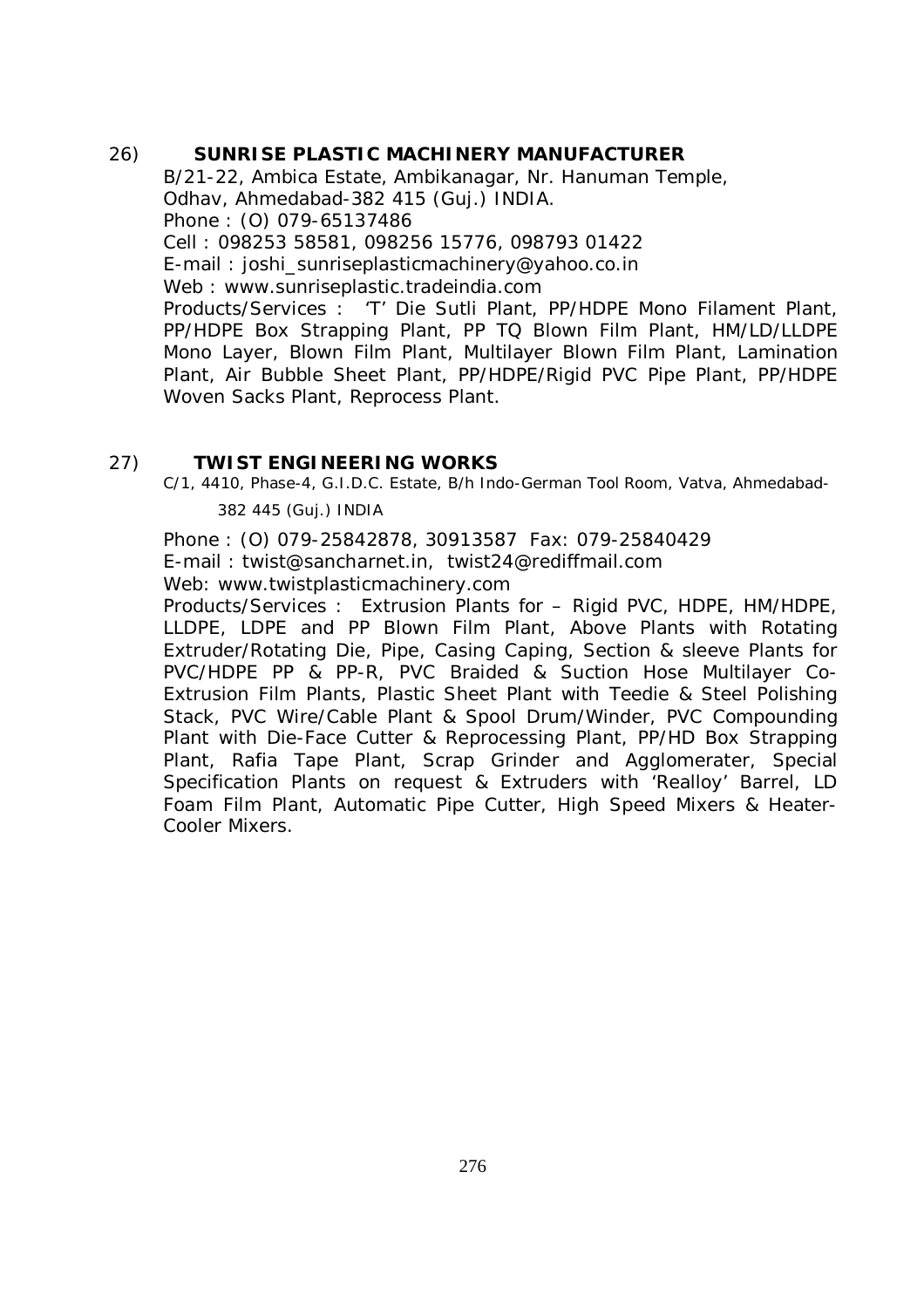26) **SUNRISE PLASTIC MACHINERY MANUFACTURER**

B/21-22, Ambica Estate, Ambikanagar, Nr. Hanuman Temple,
Odhav, Ahmedabad-382 415 (Guj.) INDIA.
Phone : (O) 079-65137486
Cell : 098253 58581, 098256 15776, 098793 01422
E-mail : joshi_sunriseplasticmachinery@yahoo.co.in
Web : www.sunriseplastic.tradeindia.com
Products/Services : 'T' Die Sutli Plant, PP/HDPE Mono Filament Plant, PP/HDPE Box Strapping Plant, PP TQ Blown Film Plant, HM/LD/LLDPE Mono Layer, Blown Film Plant, Multilayer Blown Film Plant, Lamination Plant, Air Bubble Sheet Plant, PP/HDPE/Rigid PVC Pipe Plant, PP/HDPE Woven Sacks Plant, Reprocess Plant.

27) **TWIST ENGINEERING WORKS**

C/1, 4410, Phase-4, G.I.D.C. Estate, B/h Indo-German Tool Room, Vatva, Ahmedabad-382 445 (Guj.) INDIA
Phone : (O) 079-25842878, 30913587 Fax: 079-25840429
E-mail : twist@sancharnet.in, twist24@rediffmail.com
Web: www.twistplasticmachinery.com
Products/Services : Extrusion Plants for – Rigid PVC, HDPE, HM/HDPE, LLDPE, LDPE and PP Blown Film Plant, Above Plants with Rotating Extruder/Rotating Die, Pipe, Casing Caping, Section & sleeve Plants for PVC/HDPE PP & PP-R, PVC Braided & Suction Hose Multilayer Co-Extrusion Film Plants, Plastic Sheet Plant with Teedie & Steel Polishing Stack, PVC Wire/Cable Plant & Spool Drum/Winder, PVC Compounding Plant with Die-Face Cutter & Reprocessing Plant, PP/HD Box Strapping Plant, Rafia Tape Plant, Scrap Grinder and Agglomerater, Special Specification Plants on request & Extruders with 'Realloy' Barrel, LD Foam Film Plant, Automatic Pipe Cutter, High Speed Mixers & Heater-Cooler Mixers.